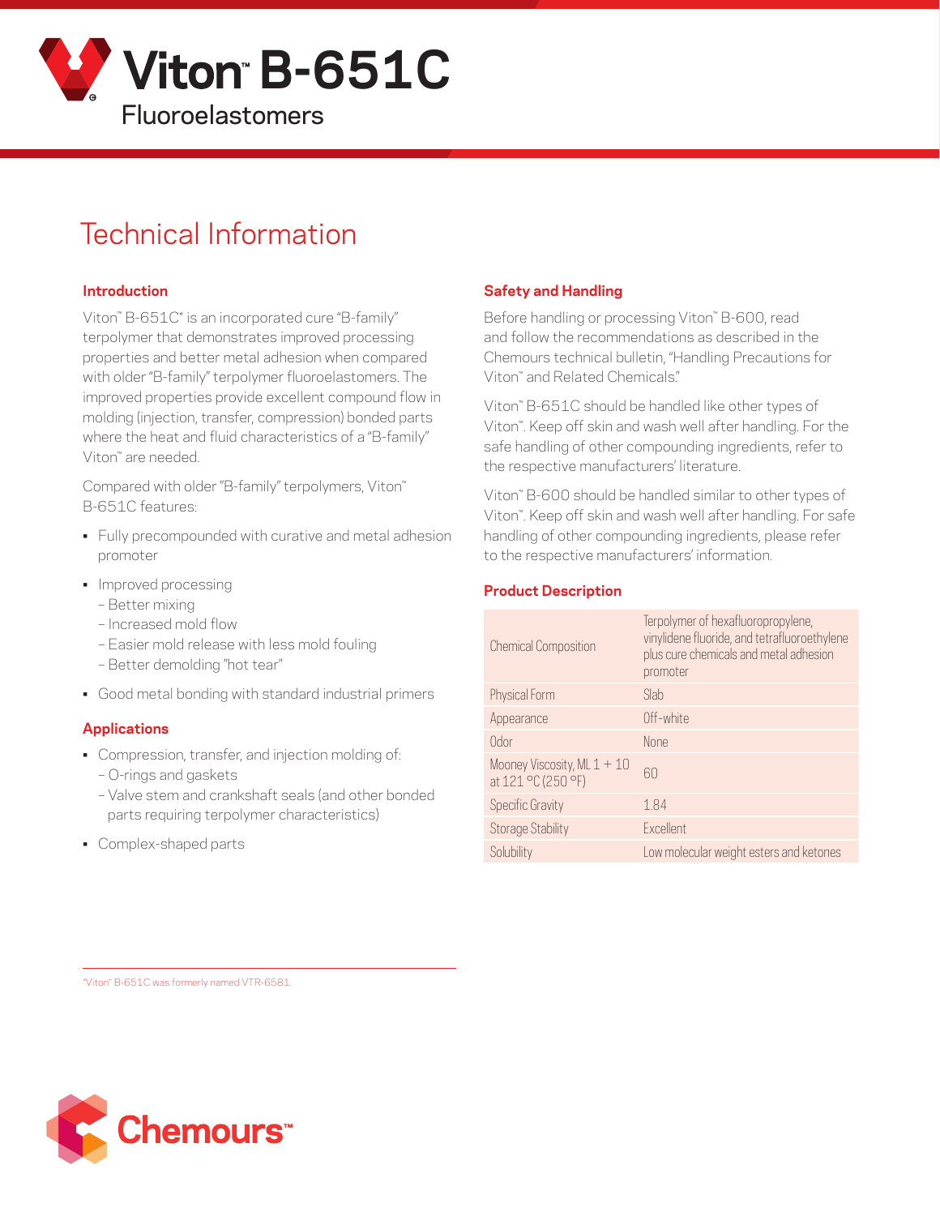# Viton™ B-651C

Fluoroelastomers

## Technical Information

### Introduction

Viton™ B-651C* is an incorporated cure "B-family" terpolymer that demonstrates improved processing properties and better metal adhesion when compared with older "B-family" terpolymer fluoroelastomers. The improved properties provide excellent compound flow in molding (injection, transfer, compression) bonded parts where the heat and fluid characteristics of a "B-family" Viton™ are needed.

Compared with older "B-family" terpolymers, Viton™ B-651C features:

- Fully precompounded with curative and metal adhesion promoter
- Improved processing
  - Better mixing
  - Increased mold flow
  - Easier mold release with less mold fouling
  - Better demolding "hot tear"
- Good metal bonding with standard industrial primers

### Applications

- Compression, transfer, and injection molding of:
  - O-rings and gaskets
  - Valve stem and crankshaft seals (and other bonded parts requiring terpolymer characteristics)
- Complex-shaped parts

### Safety and Handling

Before handling or processing Viton™ B-600, read and follow the recommendations as described in the Chemours technical bulletin, "Handling Precautions for Viton™ and Related Chemicals."

Viton™ B-651C should be handled like other types of Viton™. Keep off skin and wash well after handling. For the safe handling of other compounding ingredients, refer to the respective manufacturers' literature.

Viton™ B-600 should be handled similar to other types of Viton™. Keep off skin and wash well after handling. For safe handling of other compounding ingredients, please refer to the respective manufacturers' information.

### Product Description

| | |
|---|---|
| Chemical Composition | Terpolymer of hexafluoropropylene, vinylidene fluoride, and tetrafluoroethylene plus cure chemicals and metal adhesion promoter |
| Physical Form | Slab |
| Appearance | Off-white |
| Odor | None |
| Mooney Viscosity, ML 1 + 10 at 121 °C (250 °F) | 60 |
| Specific Gravity | 1.84 |
| Storage Stability | Excellent |
| Solubility | Low molecular weight esters and ketones |

*Viton™ B-651C was formerly named VTR-6581.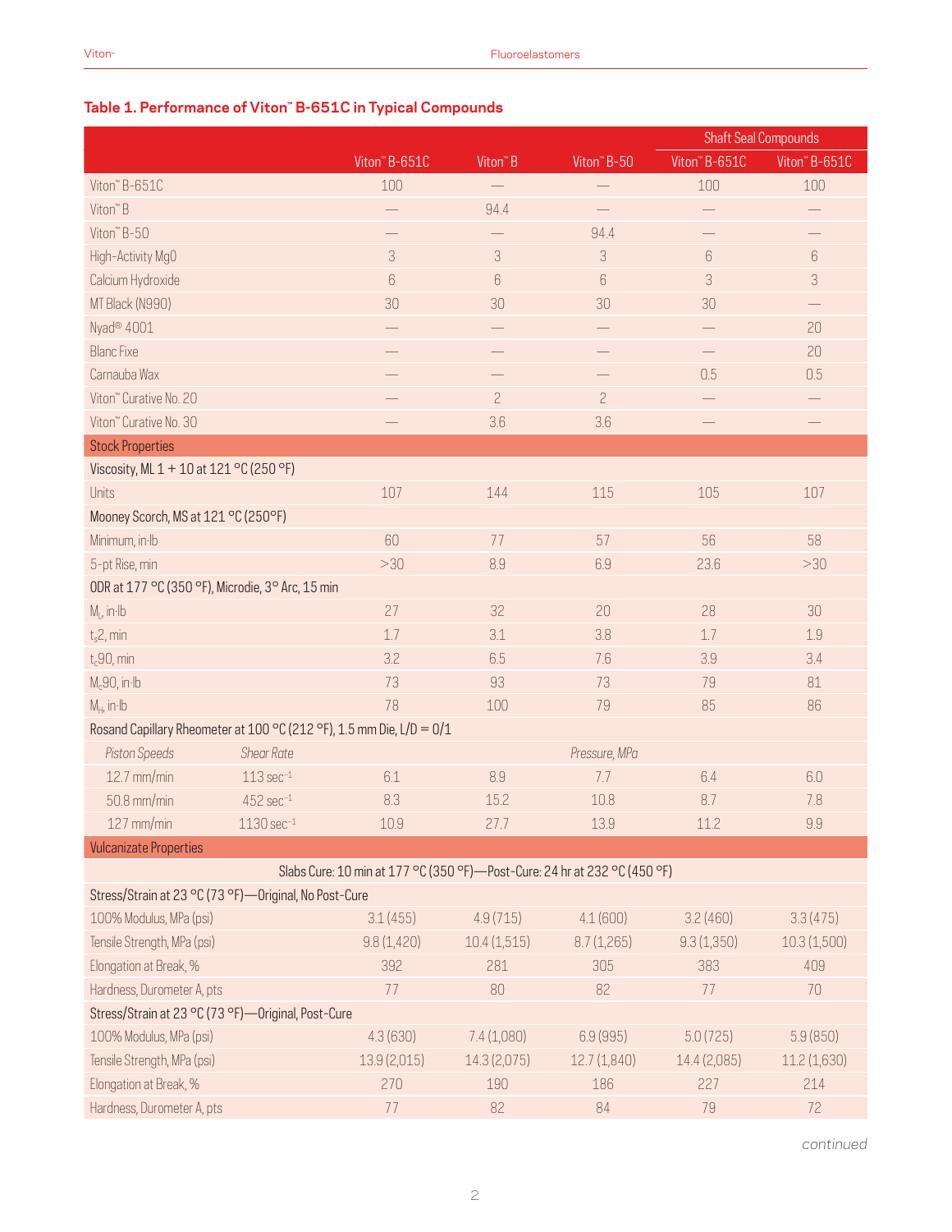## Table 1. Performance of Viton™ B-651C in Typical Compounds

| | | Viton™ B-651C | Viton™ B | Viton™ B-50 | Shaft Seal Compounds Viton™ B-651C | Shaft Seal Compounds Viton™ B-651C |
|---|---|---|---|---|---|---|
| Viton™ B-651C | | 100 | — | — | 100 | 100 |
| Viton™ B | | — | 94.4 | — | — | — |
| Viton™ B-50 | | — | — | 94.4 | — | — |
| High-Activity MgO | | 3 | 3 | 3 | 6 | 6 |
| Calcium Hydroxide | | 6 | 6 | 6 | 3 | 3 |
| MT Black (N990) | | 30 | 30 | 30 | 30 | — |
| Nyad® 4001 | | — | — | — | — | 20 |
| Blanc Fixe | | — | — | — | — | 20 |
| Carnauba Wax | | — | — | — | 0.5 | 0.5 |
| Viton™ Curative No. 20 | | — | 2 | 2 | — | — |
| Viton™ Curative No. 30 | | — | 3.6 | 3.6 | — | — |
| **Stock Properties** | | | | | | |
| Viscosity, ML 1 + 10 at 121 °C (250 °F) | | | | | | |
| Units | | 107 | 144 | 115 | 105 | 107 |
| Mooney Scorch, MS at 121 °C (250°F) | | | | | | |
| Minimum, in·lb | | 60 | 77 | 57 | 56 | 58 |
| 5-pt Rise, min | | >30 | 8.9 | 6.9 | 23.6 | >30 |
| ODR at 177 °C (350 °F), Microdie, 3° Arc, 15 min | | | | | | |
| $M_L$, in·lb | | 27 | 32 | 20 | 28 | 30 |
| $t_s2$, min | | 1.7 | 3.1 | 3.8 | 1.7 | 1.9 |
| $t_c90$, min | | 3.2 | 6.5 | 7.6 | 3.9 | 3.4 |
| $M_c90$, in·lb | | 73 | 93 | 73 | 79 | 81 |
| $M_H$, in·lb | | 78 | 100 | 79 | 85 | 86 |
| Rosand Capillary Rheometer at 100 °C (212 °F), 1.5 mm Die, L/D = 0/1 | | | | | | |
| *Piston Speeds* | *Shear Rate* | | | *Pressure, MPa* | | |
| 12.7 mm/min | 113 $sec^{-1}$ | 6.1 | 8.9 | 7.7 | 6.4 | 6.0 |
| 50.8 mm/min | 452 $sec^{-1}$ | 8.3 | 15.2 | 10.8 | 8.7 | 7.8 |
| 127 mm/min | 1130 $sec^{-1}$ | 10.9 | 27.7 | 13.9 | 11.2 | 9.9 |
| **Vulcanizate Properties** | | | | | | |
| Slabs Cure: 10 min at 177 °C (350 °F)—Post-Cure: 24 hr at 232 °C (450 °F) | | | | | | |
| Stress/Strain at 23 °C (73 °F)—Original, No Post-Cure | | | | | | |
| 100% Modulus, MPa (psi) | | 3.1 (455) | 4.9 (715) | 4.1 (600) | 3.2 (460) | 3.3 (475) |
| Tensile Strength, MPa (psi) | | 9.8 (1,420) | 10.4 (1,515) | 8.7 (1,265) | 9.3 (1,350) | 10.3 (1,500) |
| Elongation at Break, % | | 392 | 281 | 305 | 383 | 409 |
| Hardness, Durometer A, pts | | 77 | 80 | 82 | 77 | 70 |
| Stress/Strain at 23 °C (73 °F)—Original, Post-Cure | | | | | | |
| 100% Modulus, MPa (psi) | | 4.3 (630) | 7.4 (1,080) | 6.9 (995) | 5.0 (725) | 5.9 (850) |
| Tensile Strength, MPa (psi) | | 13.9 (2,015) | 14.3 (2,075) | 12.7 (1,840) | 14.4 (2,085) | 11.2 (1,630) |
| Elongation at Break, % | | 270 | 190 | 186 | 227 | 214 |
| Hardness, Durometer A, pts | | 77 | 82 | 84 | 79 | 72 |

*continued*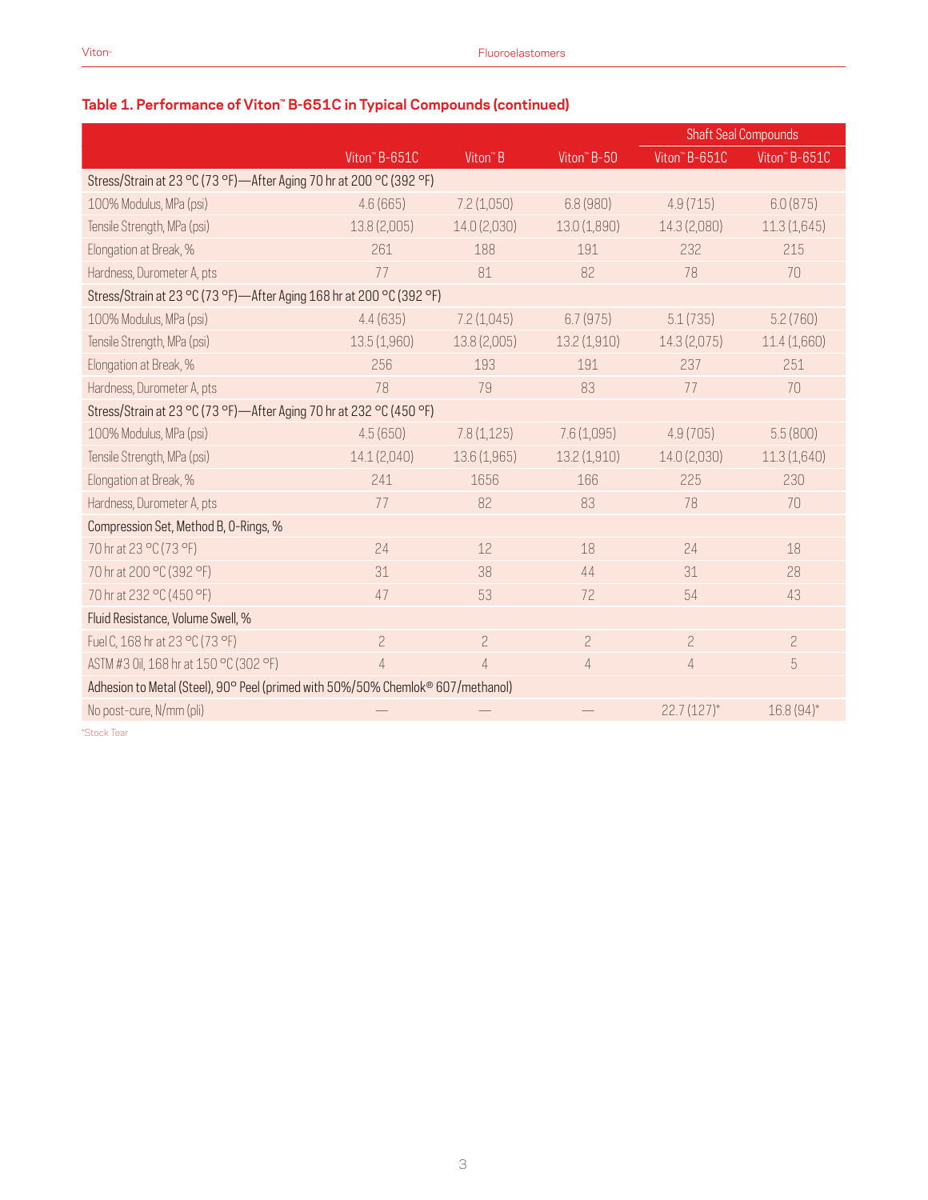## Table 1. Performance of Viton™ B-651C in Typical Compounds (continued)

| | | | | Shaft Seal Compounds | |
|---|---|---|---|---|---|
| | Viton™ B-651C | Viton™ B | Viton™ B-50 | Viton™ B-651C | Viton™ B-651C |
| **Stress/Strain at 23 °C (73 °F)—After Aging 70 hr at 200 °C (392 °F)** | | | | | |
| 100% Modulus, MPa (psi) | 4.6 (665) | 7.2 (1,050) | 6.8 (980) | 4.9 (715) | 6.0 (875) |
| Tensile Strength, MPa (psi) | 13.8 (2,005) | 14.0 (2,030) | 13.0 (1,890) | 14.3 (2,080) | 11.3 (1,645) |
| Elongation at Break, % | 261 | 188 | 191 | 232 | 215 |
| Hardness, Durometer A, pts | 77 | 81 | 82 | 78 | 70 |
| **Stress/Strain at 23 °C (73 °F)—After Aging 168 hr at 200 °C (392 °F)** | | | | | |
| 100% Modulus, MPa (psi) | 4.4 (635) | 7.2 (1,045) | 6.7 (975) | 5.1 (735) | 5.2 (760) |
| Tensile Strength, MPa (psi) | 13.5 (1,960) | 13.8 (2,005) | 13.2 (1,910) | 14.3 (2,075) | 11.4 (1,660) |
| Elongation at Break, % | 256 | 193 | 191 | 237 | 251 |
| Hardness, Durometer A, pts | 78 | 79 | 83 | 77 | 70 |
| **Stress/Strain at 23 °C (73 °F)—After Aging 70 hr at 232 °C (450 °F)** | | | | | |
| 100% Modulus, MPa (psi) | 4.5 (650) | 7.8 (1,125) | 7.6 (1,095) | 4.9 (705) | 5.5 (800) |
| Tensile Strength, MPa (psi) | 14.1 (2,040) | 13.6 (1,965) | 13.2 (1,910) | 14.0 (2,030) | 11.3 (1,640) |
| Elongation at Break, % | 241 | 1656 | 166 | 225 | 230 |
| Hardness, Durometer A, pts | 77 | 82 | 83 | 78 | 70 |
| **Compression Set, Method B, O-Rings, %** | | | | | |
| 70 hr at 23 °C (73 °F) | 24 | 12 | 18 | 24 | 18 |
| 70 hr at 200 °C (392 °F) | 31 | 38 | 44 | 31 | 28 |
| 70 hr at 232 °C (450 °F) | 47 | 53 | 72 | 54 | 43 |
| **Fluid Resistance, Volume Swell, %** | | | | | |
| Fuel C, 168 hr at 23 °C (73 °F) | 2 | 2 | 2 | 2 | 2 |
| ASTM #3 Oil, 168 hr at 150 °C (302 °F) | 4 | 4 | 4 | 4 | 5 |
| **Adhesion to Metal (Steel), 90° Peel (primed with 50%/50% Chemlok® 607/methanol)** | | | | | |
| No post-cure, N/mm (pli) | — | — | — | 22.7 (127)* | 16.8 (94)* |

*Stock Tear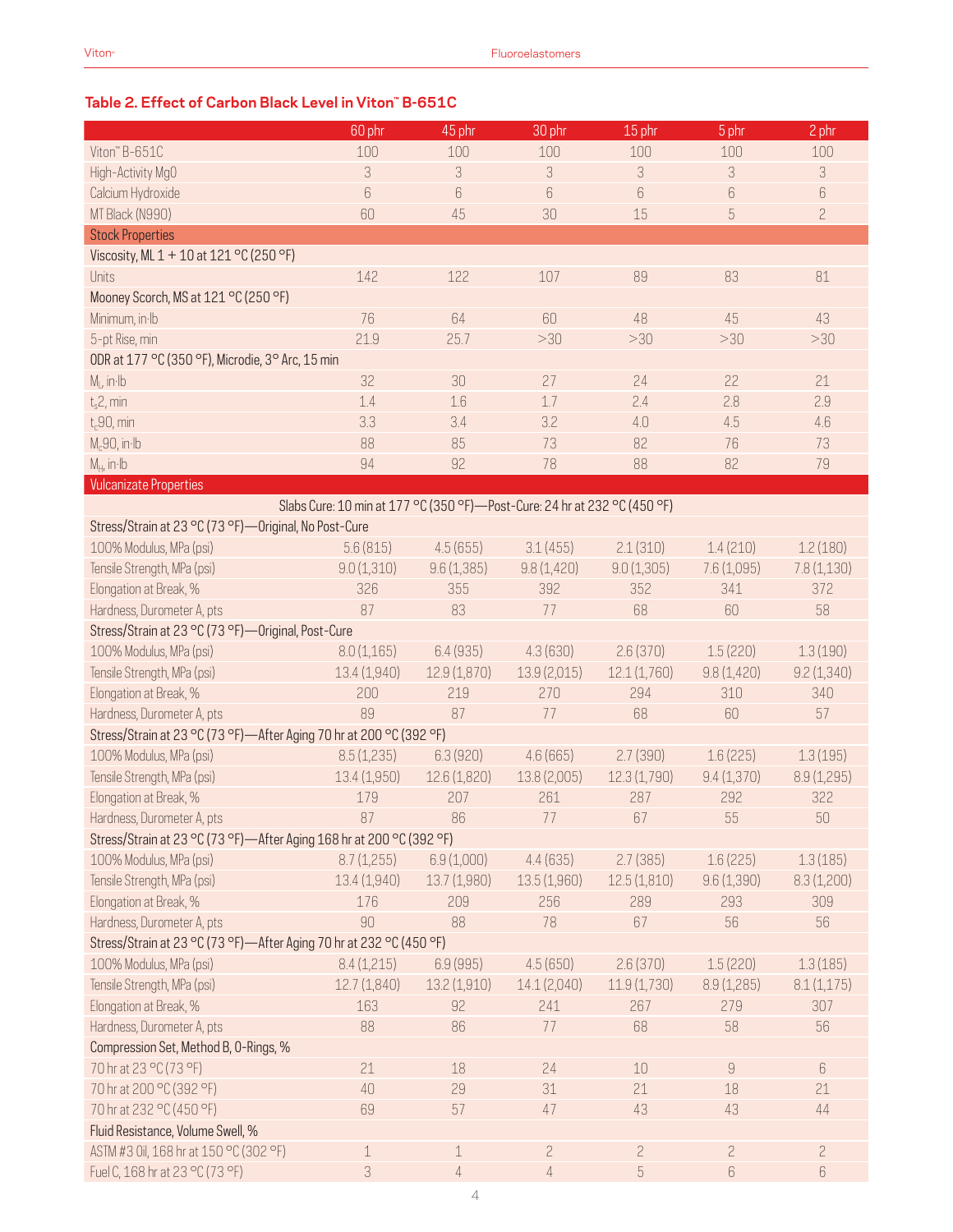## Table 2. Effect of Carbon Black Level in Viton™ B-651C

| | 60 phr | 45 phr | 30 phr | 15 phr | 5 phr | 2 phr |
|---|---|---|---|---|---|---|
| Viton™ B-651C | 100 | 100 | 100 | 100 | 100 | 100 |
| High-Activity MgO | 3 | 3 | 3 | 3 | 3 | 3 |
| Calcium Hydroxide | 6 | 6 | 6 | 6 | 6 | 6 |
| MT Black (N990) | 60 | 45 | 30 | 15 | 5 | 2 |
| **Stock Properties** | | | | | | |
| Viscosity, ML 1 + 10 at 121 °C (250 °F) | | | | | | |
| Units | 142 | 122 | 107 | 89 | 83 | 81 |
| Mooney Scorch, MS at 121 °C (250 °F) | | | | | | |
| Minimum, in·lb | 76 | 64 | 60 | 48 | 45 | 43 |
| 5-pt Rise, min | 21.9 | 25.7 | >30 | >30 | >30 | >30 |
| ODR at 177 °C (350 °F), Microdie, 3° Arc, 15 min | | | | | | |
| $M_L$, in·lb | 32 | 30 | 27 | 24 | 22 | 21 |
| $t_s2$, min | 1.4 | 1.6 | 1.7 | 2.4 | 2.8 | 2.9 |
| $t_c90$, min | 3.3 | 3.4 | 3.2 | 4.0 | 4.5 | 4.6 |
| $M_c90$, in·lb | 88 | 85 | 73 | 82 | 76 | 73 |
| $M_H$, in·lb | 94 | 92 | 78 | 88 | 82 | 79 |
| **Vulcanizate Properties** | | | | | | |
| Slabs Cure: 10 min at 177 °C (350 °F)—Post-Cure: 24 hr at 232 °C (450 °F) | | | | | | |
| Stress/Strain at 23 °C (73 °F)—Original, No Post-Cure | | | | | | |
| 100% Modulus, MPa (psi) | 5.6 (815) | 4.5 (655) | 3.1 (455) | 2.1 (310) | 1.4 (210) | 1.2 (180) |
| Tensile Strength, MPa (psi) | 9.0 (1,310) | 9.6 (1,385) | 9.8 (1,420) | 9.0 (1,305) | 7.6 (1,095) | 7.8 (1,130) |
| Elongation at Break, % | 326 | 355 | 392 | 352 | 341 | 372 |
| Hardness, Durometer A, pts | 87 | 83 | 77 | 68 | 60 | 58 |
| Stress/Strain at 23 °C (73 °F)—Original, Post-Cure | | | | | | |
| 100% Modulus, MPa (psi) | 8.0 (1,165) | 6.4 (935) | 4.3 (630) | 2.6 (370) | 1.5 (220) | 1.3 (190) |
| Tensile Strength, MPa (psi) | 13.4 (1,940) | 12.9 (1,870) | 13.9 (2,015) | 12.1 (1,760) | 9.8 (1,420) | 9.2 (1,340) |
| Elongation at Break, % | 200 | 219 | 270 | 294 | 310 | 340 |
| Hardness, Durometer A, pts | 89 | 87 | 77 | 68 | 60 | 57 |
| Stress/Strain at 23 °C (73 °F)—After Aging 70 hr at 200 °C (392 °F) | | | | | | |
| 100% Modulus, MPa (psi) | 8.5 (1,235) | 6.3 (920) | 4.6 (665) | 2.7 (390) | 1.6 (225) | 1.3 (195) |
| Tensile Strength, MPa (psi) | 13.4 (1,950) | 12.6 (1,820) | 13.8 (2,005) | 12.3 (1,790) | 9.4 (1,370) | 8.9 (1,295) |
| Elongation at Break, % | 179 | 207 | 261 | 287 | 292 | 322 |
| Hardness, Durometer A, pts | 87 | 86 | 77 | 67 | 55 | 50 |
| Stress/Strain at 23 °C (73 °F)—After Aging 168 hr at 200 °C (392 °F) | | | | | | |
| 100% Modulus, MPa (psi) | 8.7 (1,255) | 6.9 (1,000) | 4.4 (635) | 2.7 (385) | 1.6 (225) | 1.3 (185) |
| Tensile Strength, MPa (psi) | 13.4 (1,940) | 13.7 (1,980) | 13.5 (1,960) | 12.5 (1,810) | 9.6 (1,390) | 8.3 (1,200) |
| Elongation at Break, % | 176 | 209 | 256 | 289 | 293 | 309 |
| Hardness, Durometer A, pts | 90 | 88 | 78 | 67 | 56 | 56 |
| Stress/Strain at 23 °C (73 °F)—After Aging 70 hr at 232 °C (450 °F) | | | | | | |
| 100% Modulus, MPa (psi) | 8.4 (1,215) | 6.9 (995) | 4.5 (650) | 2.6 (370) | 1.5 (220) | 1.3 (185) |
| Tensile Strength, MPa (psi) | 12.7 (1,840) | 13.2 (1,910) | 14.1 (2,040) | 11.9 (1,730) | 8.9 (1,285) | 8.1 (1,175) |
| Elongation at Break, % | 163 | 92 | 241 | 267 | 279 | 307 |
| Hardness, Durometer A, pts | 88 | 86 | 77 | 68 | 58 | 56 |
| Compression Set, Method B, O-Rings, % | | | | | | |
| 70 hr at 23 °C (73 °F) | 21 | 18 | 24 | 10 | 9 | 6 |
| 70 hr at 200 °C (392 °F) | 40 | 29 | 31 | 21 | 18 | 21 |
| 70 hr at 232 °C (450 °F) | 69 | 57 | 47 | 43 | 43 | 44 |
| Fluid Resistance, Volume Swell, % | | | | | | |
| ASTM #3 Oil, 168 hr at 150 °C (302 °F) | 1 | 1 | 2 | 2 | 2 | 2 |
| Fuel C, 168 hr at 23 °C (73 °F) | 3 | 4 | 4 | 5 | 6 | 6 |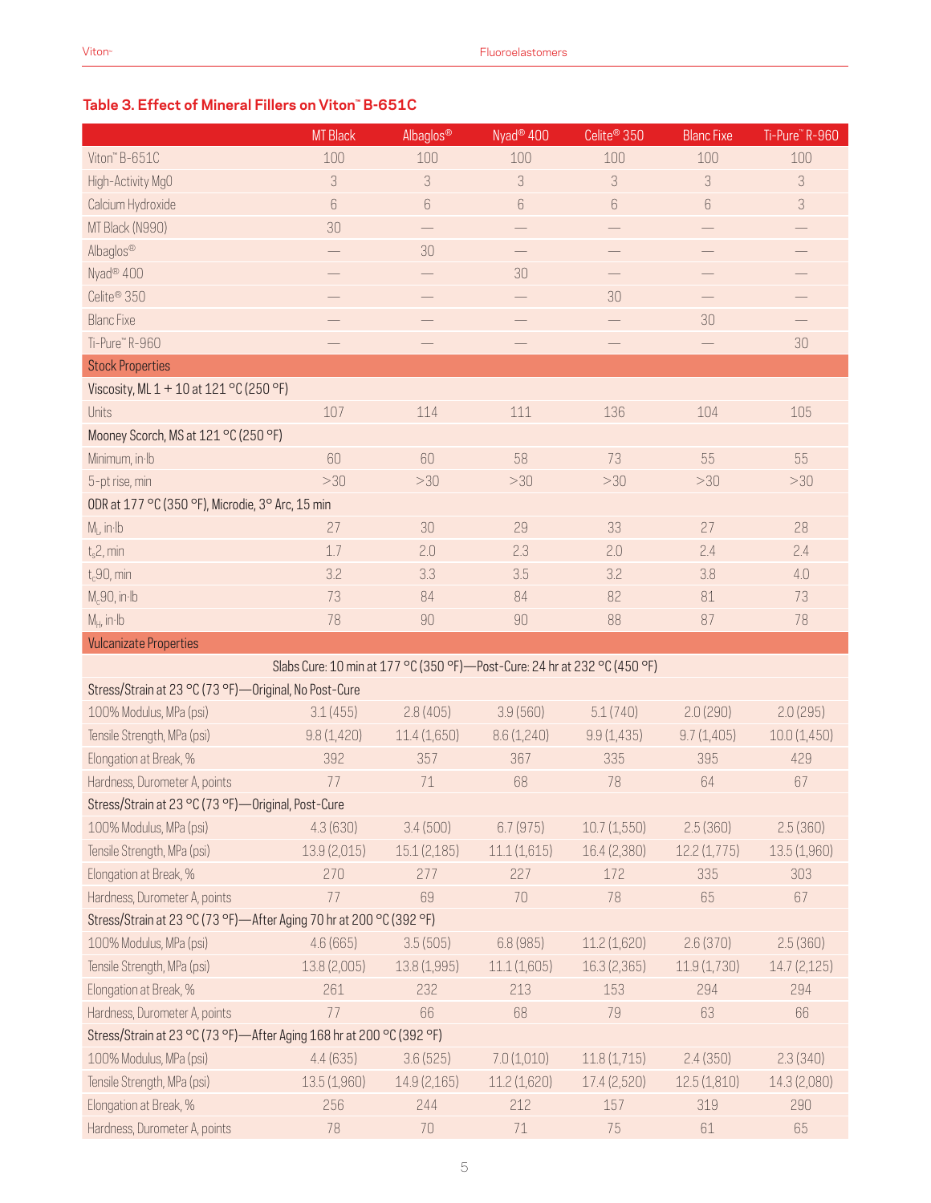## Table 3. Effect of Mineral Fillers on Viton™ B-651C

| | MT Black | Albaglos® | Nyad® 400 | Celite® 350 | Blanc Fixe | Ti-Pure™ R-960 |
|---|---|---|---|---|---|---|
| Viton™ B-651C | 100 | 100 | 100 | 100 | 100 | 100 |
| High-Activity MgO | 3 | 3 | 3 | 3 | 3 | 3 |
| Calcium Hydroxide | 6 | 6 | 6 | 6 | 6 | 3 |
| MT Black (N990) | 30 | — | — | — | — | — |
| Albaglos® | — | 30 | — | — | — | — |
| Nyad® 400 | — | — | 30 | — | — | — |
| Celite® 350 | — | — | — | 30 | — | — |
| Blanc Fixe | — | — | — | — | 30 | — |
| Ti-Pure™ R-960 | — | — | — | — | — | 30 |
| **Stock Properties** | | | | | | |
| Viscosity, ML 1 + 10 at 121 °C (250 °F) | | | | | | |
| Units | 107 | 114 | 111 | 136 | 104 | 105 |
| Mooney Scorch, MS at 121 °C (250 °F) | | | | | | |
| Minimum, in·lb | 60 | 60 | 58 | 73 | 55 | 55 |
| 5-pt rise, min | >30 | >30 | >30 | >30 | >30 | >30 |
| ODR at 177 °C (350 °F), Microdie, 3° Arc, 15 min | | | | | | |
| $M_L$, in·lb | 27 | 30 | 29 | 33 | 27 | 28 |
| $t_s2$, min | 1.7 | 2.0 | 2.3 | 2.0 | 2.4 | 2.4 |
| $t_c90$, min | 3.2 | 3.3 | 3.5 | 3.2 | 3.8 | 4.0 |
| $M_c90$, in·lb | 73 | 84 | 84 | 82 | 81 | 73 |
| $M_H$, in·lb | 78 | 90 | 90 | 88 | 87 | 78 |
| **Vulcanizate Properties** | | | | | | |
| Slabs Cure: 10 min at 177 °C (350 °F)—Post-Cure: 24 hr at 232 °C (450 °F) | | | | | | |
| Stress/Strain at 23 °C (73 °F)—Original, No Post-Cure | | | | | | |
| 100% Modulus, MPa (psi) | 3.1 (455) | 2.8 (405) | 3.9 (560) | 5.1 (740) | 2.0 (290) | 2.0 (295) |
| Tensile Strength, MPa (psi) | 9.8 (1,420) | 11.4 (1,650) | 8.6 (1,240) | 9.9 (1,435) | 9.7 (1,405) | 10.0 (1,450) |
| Elongation at Break, % | 392 | 357 | 367 | 335 | 395 | 429 |
| Hardness, Durometer A, points | 77 | 71 | 68 | 78 | 64 | 67 |
| Stress/Strain at 23 °C (73 °F)—Original, Post-Cure | | | | | | |
| 100% Modulus, MPa (psi) | 4.3 (630) | 3.4 (500) | 6.7 (975) | 10.7 (1,550) | 2.5 (360) | 2.5 (360) |
| Tensile Strength, MPa (psi) | 13.9 (2,015) | 15.1 (2,185) | 11.1 (1,615) | 16.4 (2,380) | 12.2 (1,775) | 13.5 (1,960) |
| Elongation at Break, % | 270 | 277 | 227 | 172 | 335 | 303 |
| Hardness, Durometer A, points | 77 | 69 | 70 | 78 | 65 | 67 |
| Stress/Strain at 23 °C (73 °F)—After Aging 70 hr at 200 °C (392 °F) | | | | | | |
| 100% Modulus, MPa (psi) | 4.6 (665) | 3.5 (505) | 6.8 (985) | 11.2 (1,620) | 2.6 (370) | 2.5 (360) |
| Tensile Strength, MPa (psi) | 13.8 (2,005) | 13.8 (1,995) | 11.1 (1,605) | 16.3 (2,365) | 11.9 (1,730) | 14.7 (2,125) |
| Elongation at Break, % | 261 | 232 | 213 | 153 | 294 | 294 |
| Hardness, Durometer A, points | 77 | 66 | 68 | 79 | 63 | 66 |
| Stress/Strain at 23 °C (73 °F)—After Aging 168 hr at 200 °C (392 °F) | | | | | | |
| 100% Modulus, MPa (psi) | 4.4 (635) | 3.6 (525) | 7.0 (1,010) | 11.8 (1,715) | 2.4 (350) | 2.3 (340) |
| Tensile Strength, MPa (psi) | 13.5 (1,960) | 14.9 (2,165) | 11.2 (1,620) | 17.4 (2,520) | 12.5 (1,810) | 14.3 (2,080) |
| Elongation at Break, % | 256 | 244 | 212 | 157 | 319 | 290 |
| Hardness, Durometer A, points | 78 | 70 | 71 | 75 | 61 | 65 |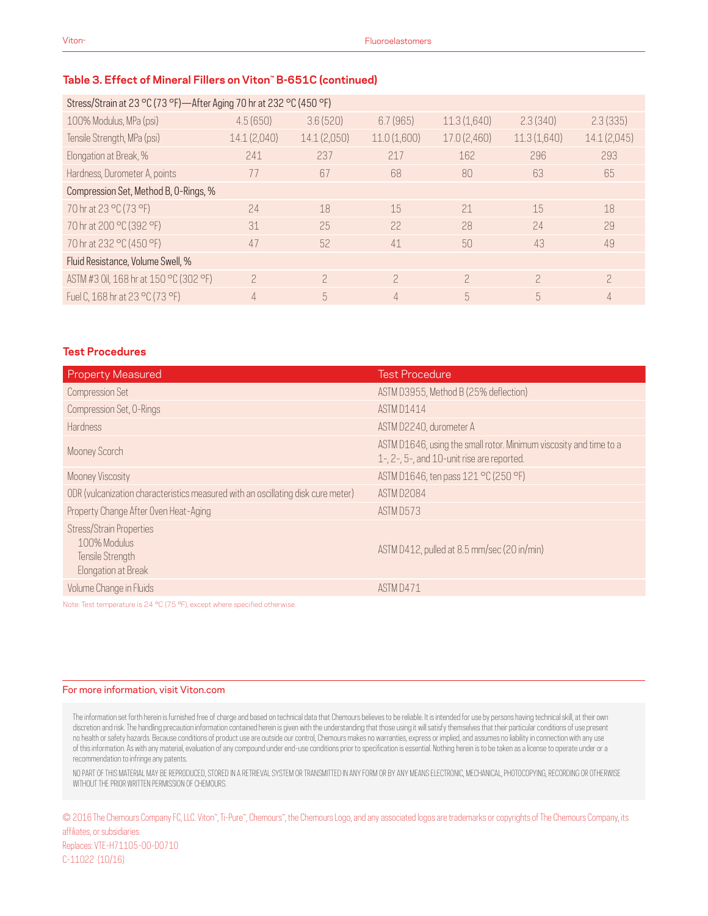## Table 3. Effect of Mineral Fillers on Viton™ B-651C (continued)

| | | | | | | |
|---|---|---|---|---|---|---|
| Stress/Strain at 23 °C (73 °F)—After Aging 70 hr at 232 °C (450 °F) | | | | | | |
| 100% Modulus, MPa (psi) | 4.5 (650) | 3.6 (520) | 6.7 (965) | 11.3 (1,640) | 2.3 (340) | 2.3 (335) |
| Tensile Strength, MPa (psi) | 14.1 (2,040) | 14.1 (2,050) | 11.0 (1,600) | 17.0 (2,460) | 11.3 (1,640) | 14.1 (2,045) |
| Elongation at Break, % | 241 | 237 | 217 | 162 | 296 | 293 |
| Hardness, Durometer A, points | 77 | 67 | 68 | 80 | 63 | 65 |
| Compression Set, Method B, O-Rings, % | | | | | | |
| 70 hr at 23 °C (73 °F) | 24 | 18 | 15 | 21 | 15 | 18 |
| 70 hr at 200 °C (392 °F) | 31 | 25 | 22 | 28 | 24 | 29 |
| 70 hr at 232 °C (450 °F) | 47 | 52 | 41 | 50 | 43 | 49 |
| Fluid Resistance, Volume Swell, % | | | | | | |
| ASTM #3 Oil, 168 hr at 150 °C (302 °F) | 2 | 2 | 2 | 2 | 2 | 2 |
| Fuel C, 168 hr at 23 °C (73 °F) | 4 | 5 | 4 | 5 | 5 | 4 |

## Test Procedures

| Property Measured | Test Procedure |
|---|---|
| Compression Set | ASTM D3955, Method B (25% deflection) |
| Compression Set, O-Rings | ASTM D1414 |
| Hardness | ASTM D2240, durometer A |
| Mooney Scorch | ASTM D1646, using the small rotor. Minimum viscosity and time to a 1-, 2-, 5-, and 10-unit rise are reported. |
| Mooney Viscosity | ASTM D1646, ten pass 121 °C (250 °F) |
| ODR (vulcanization characteristics measured with an oscillating disk cure meter) | ASTM D2084 |
| Property Change After Oven Heat-Aging | ASTM D573 |
| Stress/Strain Properties<br>100% Modulus<br>Tensile Strength<br>Elongation at Break | ASTM D412, pulled at 8.5 mm/sec (20 in/min) |
| Volume Change in Fluids | ASTM D471 |

Note: Test temperature is 24 °C (75 °F), except where specified otherwise.

For more information, visit Viton.com

The information set forth herein is furnished free of charge and based on technical data that Chemours believes to be reliable. It is intended for use by persons having technical skill, at their own discretion and risk. The handling precaution information contained herein is given with the understanding that those using it will satisfy themselves that their particular conditions of use present no health or safety hazards. Because conditions of product use are outside our control, Chemours makes no warranties, express or implied, and assumes no liability in connection with any use of this information. As with any material, evaluation of any compound under end-use conditions prior to specification is essential. Nothing herein is to be taken as a license to operate under or a recommendation to infringe any patents.

NO PART OF THIS MATERIAL MAY BE REPRODUCED, STORED IN A RETRIEVAL SYSTEM OR TRANSMITTED IN ANY FORM OR BY ANY MEANS ELECTRONIC, MECHANICAL, PHOTOCOPYING, RECORDING OR OTHERWISE WITHOUT THE PRIOR WRITTEN PERMISSION OF CHEMOURS.

© 2016 The Chemours Company FC, LLC. Viton™, Ti-Pure™, Chemours™, the Chemours Logo, and any associated logos are trademarks or copyrights of The Chemours Company, its affiliates, or subsidiaries.

Replaces: VTE-H71105-00-D0710

C-11022 (10/16)